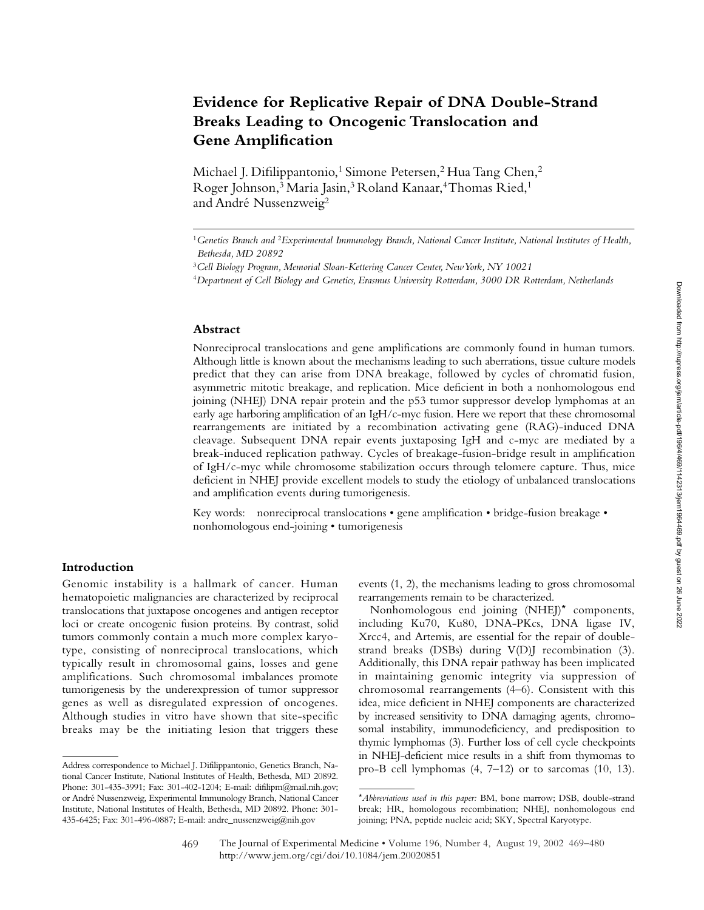# Evidence for Replicative Repair of DNA Double-Strand Breaks Leading to Oncogenic Translocation and Gene Amplification

Michael J. Difilippantonio,[1] Simone Petersen,[2] Hua Tang Chen,[2] Roger Johnson,[3] Maria Jasin,[3] Roland Kanaar,[4] Thomas Ried,[1] and André Nussenzweig[2]

[1]*Genetics Branch and* [2]*Experimental Immunology Branch, National Cancer Institute, National Institutes of Health, Bethesda, MD 20892*

[3]*Cell Biology Program, Memorial Sloan-Kettering Cancer Center, New York, NY 10021*

[4]*Department of Cell Biology and Genetics, Erasmus University Rotterdam, 3000 DR Rotterdam, Netherlands*

## Abstract

Nonreciprocal translocations and gene amplifications are commonly found in human tumors. Although little is known about the mechanisms leading to such aberrations, tissue culture models predict that they can arise from DNA breakage, followed by cycles of chromatid fusion, asymmetric mitotic breakage, and replication. Mice deficient in both a nonhomologous end joining (NHEJ) DNA repair protein and the p53 tumor suppressor develop lymphomas at an early age harboring amplification of an IgH/c-myc fusion. Here we report that these chromosomal rearrangements are initiated by a recombination activating gene (RAG)-induced DNA cleavage. Subsequent DNA repair events juxtaposing IgH and c-myc are mediated by a break-induced replication pathway. Cycles of breakage-fusion-bridge result in amplification of IgH/c-myc while chromosome stabilization occurs through telomere capture. Thus, mice deficient in NHEJ provide excellent models to study the etiology of unbalanced translocations and amplification events during tumorigenesis.

Key words: nonreciprocal translocations • gene amplification • bridge-fusion breakage • nonhomologous end-joining • tumorigenesis

## Introduction

Genomic instability is a hallmark of cancer. Human hematopoietic malignancies are characterized by reciprocal translocations that juxtapose oncogenes and antigen receptor loci or create oncogenic fusion proteins. By contrast, solid tumors commonly contain a much more complex karyotype, consisting of nonreciprocal translocations, which typically result in chromosomal gains, losses and gene amplifications. Such chromosomal imbalances promote tumorigenesis by the underexpression of tumor suppressor genes as well as disregulated expression of oncogenes. Although studies in vitro have shown that site-specific breaks may be the initiating lesion that triggers these events (1, 2), the mechanisms leading to gross chromosomal rearrangements remain to be characterized.

Nonhomologous end joining (NHEJ)* components, including Ku70, Ku80, DNA-PKcs, DNA ligase IV, Xrcc4, and Artemis, are essential for the repair of double-strand breaks (DSBs) during V(D)J recombination (3). Additionally, this DNA repair pathway has been implicated in maintaining genomic integrity via suppression of chromosomal rearrangements (4–6). Consistent with this idea, mice deficient in NHEJ components are characterized by increased sensitivity to DNA damaging agents, chromosomal instability, immunodeficiency, and predisposition to thymic lymphomas (3). Further loss of cell cycle checkpoints in NHEJ-deficient mice results in a shift from thymomas to pro-B cell lymphomas (4, 7–12) or to sarcomas (10, 13).

Address correspondence to Michael J. Difilippantonio, Genetics Branch, National Cancer Institute, National Institutes of Health, Bethesda, MD 20892. Phone: 301-435-3991; Fax: 301-402-1204; E-mail: difilipm@mail.nih.gov; or André Nussenzweig, Experimental Immunology Branch, National Cancer Institute, National Institutes of Health, Bethesda, MD 20892. Phone: 301-435-6425; Fax: 301-496-0887; E-mail: andre_nussenzweig@nih.gov

*Abbreviations used in this paper:* BM, bone marrow; DSB, double-strand break; HR, homologous recombination; NHEJ, nonhomologous end joining; PNA, peptide nucleic acid; SKY, Spectral Karyotype.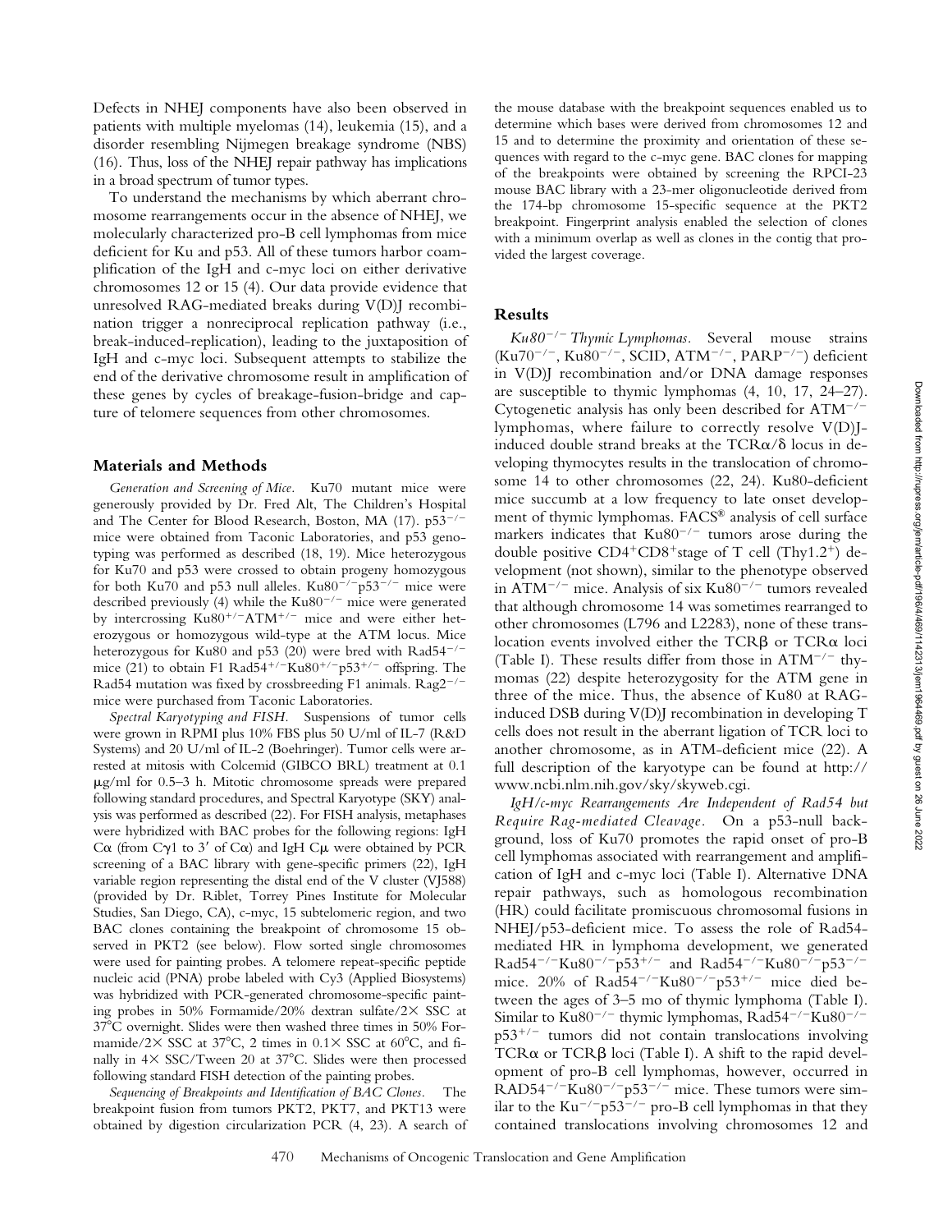Defects in NHEJ components have also been observed in patients with multiple myelomas (14), leukemia (15), and a disorder resembling Nijmegen breakage syndrome (NBS) (16). Thus, loss of the NHEJ repair pathway has implications in a broad spectrum of tumor types.

To understand the mechanisms by which aberrant chromosome rearrangements occur in the absence of NHEJ, we molecularly characterized pro-B cell lymphomas from mice deficient for Ku and p53. All of these tumors harbor coamplification of the IgH and c-myc loci on either derivative chromosomes 12 or 15 (4). Our data provide evidence that unresolved RAG-mediated breaks during V(D)J recombination trigger a nonreciprocal replication pathway (i.e., break-induced-replication), leading to the juxtaposition of IgH and c-myc loci. Subsequent attempts to stabilize the end of the derivative chromosome result in amplification of these genes by cycles of breakage-fusion-bridge and capture of telomere sequences from other chromosomes.

## Materials and Methods

*Generation and Screening of Mice.* Ku70 mutant mice were generously provided by Dr. Fred Alt, The Children's Hospital and The Center for Blood Research, Boston, MA (17). $p53^{-/-}$ mice were obtained from Taconic Laboratories, and p53 genotyping was performed as described (18, 19). Mice heterozygous for Ku70 and p53 were crossed to obtain progeny homozygous for both Ku70 and p53 null alleles. $Ku80^{-/-}p53^{-/-}$ mice were described previously (4) while the $Ku80^{-/-}$ mice were generated by intercrossing $Ku80^{+/-}ATM^{+/-}$ mice and were either heterozygous or homozygous wild-type at the ATM locus. Mice heterozygous for Ku80 and p53 (20) were bred with $Rad54^{-/-}$ mice (21) to obtain F1 $Rad54^{+/-}Ku80^{+/-}p53^{+/-}$ offspring. The Rad54 mutation was fixed by crossbreeding F1 animals. $Rag2^{-/-}$ mice were purchased from Taconic Laboratories.

*Spectral Karyotyping and FISH.* Suspensions of tumor cells were grown in RPMI plus 10% FBS plus 50 U/ml of IL-7 (R&D Systems) and 20 U/ml of IL-2 (Boehringer). Tumor cells were arrested at mitosis with Colcemid (GIBCO BRL) treatment at 0.1 μg/ml for 0.5–3 h. Mitotic chromosome spreads were prepared following standard procedures, and Spectral Karyotype (SKY) analysis was performed as described (22). For FISH analysis, metaphases were hybridized with BAC probes for the following regions: IgH Cα (from Cγ1 to 3′ of Cα) and IgH Cμ were obtained by PCR screening of a BAC library with gene-specific primers (22), IgH variable region representing the distal end of the V cluster (VJ588) (provided by Dr. Riblet, Torrey Pines Institute for Molecular Studies, San Diego, CA), c-myc, 15 subtelomeric region, and two BAC clones containing the breakpoint of chromosome 15 observed in PKT2 (see below). Flow sorted single chromosomes were used for painting probes. A telomere repeat-specific peptide nucleic acid (PNA) probe labeled with Cy3 (Applied Biosystems) was hybridized with PCR-generated chromosome-specific painting probes in 50% Formamide/20% dextran sulfate/2× SSC at 37°C overnight. Slides were then washed three times in 50% Formamide/2× SSC at 37°C, 2 times in 0.1× SSC at 60°C, and finally in 4× SSC/Tween 20 at 37°C. Slides were then processed following standard FISH detection of the painting probes.

*Sequencing of Breakpoints and Identification of BAC Clones.* The breakpoint fusion from tumors PKT2, PKT7, and PKT13 were obtained by digestion circularization PCR (4, 23). A search of the mouse database with the breakpoint sequences enabled us to determine which bases were derived from chromosomes 12 and 15 and to determine the proximity and orientation of these sequences with regard to the c-myc gene. BAC clones for mapping of the breakpoints were obtained by screening the RPCI-23 mouse BAC library with a 23-mer oligonucleotide derived from the 174-bp chromosome 15-specific sequence at the PKT2 breakpoint. Fingerprint analysis enabled the selection of clones with a minimum overlap as well as clones in the contig that provided the largest coverage.

## Results

*$Ku80^{-/-}$ Thymic Lymphomas.* Several mouse strains ($Ku70^{-/-}$, $Ku80^{-/-}$, SCID, $ATM^{-/-}$, $PARP^{-/-}$) deficient in V(D)J recombination and/or DNA damage responses are susceptible to thymic lymphomas (4, 10, 17, 24–27). Cytogenetic analysis has only been described for $ATM^{-/-}$ lymphomas, where failure to correctly resolve V(D)J-induced double strand breaks at the TCRα/δ locus in developing thymocytes results in the translocation of chromosome 14 to other chromosomes (22, 24). Ku80-deficient mice succumb at a low frequency to late onset development of thymic lymphomas. FACS® analysis of cell surface markers indicates that $Ku80^{-/-}$ tumors arose during the double positive $CD4^+CD8^+$stage of T cell ($Thy1.2^+$) development (not shown), similar to the phenotype observed in $ATM^{-/-}$ mice. Analysis of six $Ku80^{-/-}$ tumors revealed that although chromosome 14 was sometimes rearranged to other chromosomes (L796 and L2283), none of these translocation events involved either the TCRβ or TCRα loci (Table I). These results differ from those in $ATM^{-/-}$ thymomas (22) despite heterozygosity for the ATM gene in three of the mice. Thus, the absence of Ku80 at RAG-induced DSB during V(D)J recombination in developing T cells does not result in the aberrant ligation of TCR loci to another chromosome, as in ATM-deficient mice (22). A full description of the karyotype can be found at http://www.ncbi.nlm.nih.gov/sky/skyweb.cgi.

*IgH/c-myc Rearrangements Are Independent of Rad54 but Require Rag-mediated Cleavage.* On a p53-null background, loss of Ku70 promotes the rapid onset of pro-B cell lymphomas associated with rearrangement and amplification of IgH and c-myc loci (Table I). Alternative DNA repair pathways, such as homologous recombination (HR) could facilitate promiscuous chromosomal fusions in NHEJ/p53-deficient mice. To assess the role of Rad54-mediated HR in lymphoma development, we generated $Rad54^{-/-}Ku80^{-/-}p53^{+/-}$ and $Rad54^{-/-}Ku80^{-/-}p53^{-/-}$ mice. 20% of $Rad54^{-/-}Ku80^{-/-}p53^{+/-}$ mice died between the ages of 3–5 mo of thymic lymphoma (Table I). Similar to $Ku80^{-/-}$ thymic lymphomas, $Rad54^{-/-}Ku80^{-/-}p53^{+/-}$ tumors did not contain translocations involving TCRα or TCRβ loci (Table I). A shift to the rapid development of pro-B cell lymphomas, however, occurred in $RAD54^{-/-}Ku80^{-/-}p53^{-/-}$ mice. These tumors were similar to the $Ku^{-/-}p53^{-/-}$ pro-B cell lymphomas in that they contained translocations involving chromosomes 12 and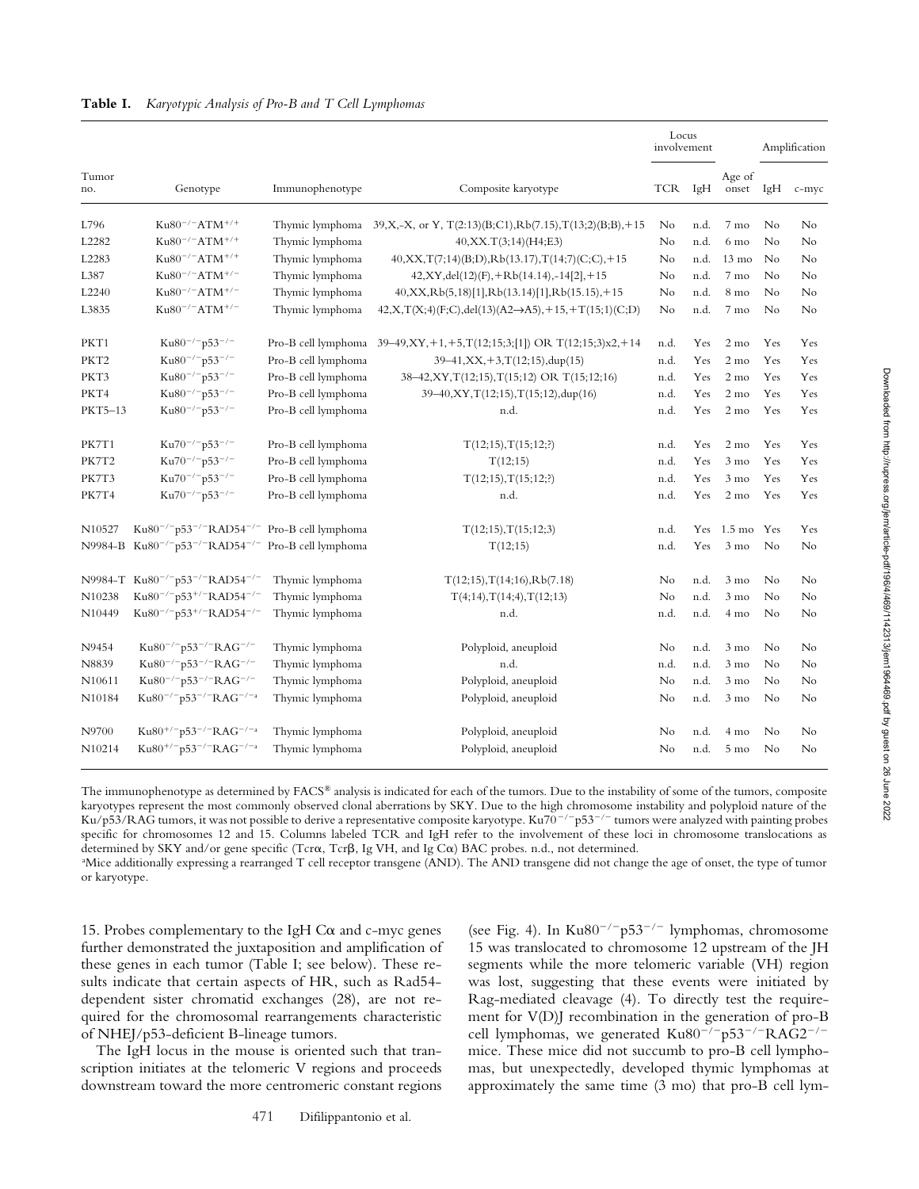**Table I.** *Karyotypic Analysis of Pro-B and T Cell Lymphomas*

| Tumor no. | Genotype | Immunophenotype | Composite karyotype | Locus involvement | | Age of onset | Amplification | |
|---|---|---|---|---|---|---|---|---|
| | | | | TCR | IgH | | IgH | c-myc |
| L796 | $Ku80^{-/-}ATM^{+/+}$ | Thymic lymphoma | 39,X,-X, or Y, T(2:13)(B;C1),Rb(7.15),T(13;2)(B;B),+15 | No | n.d. | 7 mo | No | No |
| L2282 | $Ku80^{-/-}ATM^{+/+}$ | Thymic lymphoma | 40,XX.T(3;14)(H4;E3) | No | n.d. | 6 mo | No | No |
| L2283 | $Ku80^{-/-}ATM^{+/+}$ | Thymic lymphoma | 40,XX,T(7;14)(B;D),Rb(13.17),T(14;7)(C;C),+15 | No | n.d. | 13 mo | No | No |
| L387 | $Ku80^{-/-}ATM^{+/-}$ | Thymic lymphoma | 42,XY,del(12)(F),+Rb(14.14),-14[2],+15 | No | n.d. | 7 mo | No | No |
| L2240 | $Ku80^{-/-}ATM^{+/-}$ | Thymic lymphoma | 40,XX,Rb(5,18)[1],Rb(13.14)[1],Rb(15.15),+15 | No | n.d. | 8 mo | No | No |
| L3835 | $Ku80^{-/-}ATM^{+/-}$ | Thymic lymphoma | 42,X,T(X;4)(F;C),del(13)(A2→A5),+15,+T(15;1)(C;D) | No | n.d. | 7 mo | No | No |
| PKT1 | $Ku80^{-/-}p53^{-/-}$ | Pro-B cell lymphoma | 39–49,XY,+1,+5,T(12;15;3;[1]) OR T(12;15;3)x2,+14 | n.d. | Yes | 2 mo | Yes | Yes |
| PKT2 | $Ku80^{-/-}p53^{-/-}$ | Pro-B cell lymphoma | 39–41,XX,+3,T(12;15),dup(15) | n.d. | Yes | 2 mo | Yes | Yes |
| PKT3 | $Ku80^{-/-}p53^{-/-}$ | Pro-B cell lymphoma | 38–42,XY,T(12;15),T(15;12) OR T(15;12;16) | n.d. | Yes | 2 mo | Yes | Yes |
| PKT4 | $Ku80^{-/-}p53^{-/-}$ | Pro-B cell lymphoma | 39–40,XY,T(12;15),T(15;12),dup(16) | n.d. | Yes | 2 mo | Yes | Yes |
| PKT5–13 | $Ku80^{-/-}p53^{-/-}$ | Pro-B cell lymphoma | n.d. | n.d. | Yes | 2 mo | Yes | Yes |
| PK7T1 | $Ku70^{-/-}p53^{-/-}$ | Pro-B cell lymphoma | T(12;15),T(15;12;?) | n.d. | Yes | 2 mo | Yes | Yes |
| PK7T2 | $Ku70^{-/-}p53^{-/-}$ | Pro-B cell lymphoma | T(12;15) | n.d. | Yes | 3 mo | Yes | Yes |
| PK7T3 | $Ku70^{-/-}p53^{-/-}$ | Pro-B cell lymphoma | T(12;15),T(15;12;?) | n.d. | Yes | 3 mo | Yes | Yes |
| PK7T4 | $Ku70^{-/-}p53^{-/-}$ | Pro-B cell lymphoma | n.d. | n.d. | Yes | 2 mo | Yes | Yes |
| N10527 | $Ku80^{-/-}p53^{-/-}RAD54^{-/-}$ | Pro-B cell lymphoma | T(12;15),T(15;12;3) | n.d. | Yes | 1.5 mo | Yes | Yes |
| N9984-B | $Ku80^{-/-}p53^{-/-}RAD54^{-/-}$ | Pro-B cell lymphoma | T(12;15) | n.d. | Yes | 3 mo | No | No |
| N9984-T | $Ku80^{-/-}p53^{-/-}RAD54^{-/-}$ | Thymic lymphoma | T(12;15),T(14;16),Rb(7.18) | No | n.d. | 3 mo | No | No |
| N10238 | $Ku80^{-/-}p53^{+/-}RAD54^{-/-}$ | Thymic lymphoma | T(4;14),T(14;4),T(12;13) | No | n.d. | 3 mo | No | No |
| N10449 | $Ku80^{-/-}p53^{+/-}RAD54^{-/-}$ | Thymic lymphoma | n.d. | n.d. | n.d. | 4 mo | No | No |
| N9454 | $Ku80^{-/-}p53^{-/-}RAG^{-/-}$ | Thymic lymphoma | Polyploid, aneuploid | No | n.d. | 3 mo | No | No |
| N8839 | $Ku80^{-/-}p53^{-/-}RAG^{-/-}$ | Thymic lymphoma | n.d. | n.d. | n.d. | 3 mo | No | No |
| N10611 | $Ku80^{-/-}p53^{-/-}RAG^{-/-}$ | Thymic lymphoma | Polyploid, aneuploid | No | n.d. | 3 mo | No | No |
| N10184 | $Ku80^{-/-}p53^{-/-}RAG^{-/-}$[a] | Thymic lymphoma | Polyploid, aneuploid | No | n.d. | 3 mo | No | No |
| N9700 | $Ku80^{+/-}p53^{-/-}RAG^{-/-}$[a] | Thymic lymphoma | Polyploid, aneuploid | No | n.d. | 4 mo | No | No |
| N10214 | $Ku80^{+/-}p53^{-/-}RAG^{-/-}$[a] | Thymic lymphoma | Polyploid, aneuploid | No | n.d. | 5 mo | No | No |

The immunophenotype as determined by FACS® analysis is indicated for each of the tumors. Due to the instability of some of the tumors, composite karyotypes represent the most commonly observed clonal aberrations by SKY. Due to the high chromosome instability and polyploid nature of the Ku/p53/RAG tumors, it was not possible to derive a representative composite karyotype. $Ku70^{-/-}p53^{-/-}$ tumors were analyzed with painting probes specific for chromosomes 12 and 15. Columns labeled TCR and IgH refer to the involvement of these loci in chromosome translocations as determined by SKY and/or gene specific (Tcrα, Tcrβ, Ig VH, and Ig Cα) BAC probes. n.d., not determined.

[a]Mice additionally expressing a rearranged T cell receptor transgene (AND). The AND transgene did not change the age of onset, the type of tumor or karyotype.

15. Probes complementary to the IgH Cα and c-myc genes further demonstrated the juxtaposition and amplification of these genes in each tumor (Table I; see below). These results indicate that certain aspects of HR, such as Rad54-dependent sister chromatid exchanges (28), are not required for the chromosomal rearrangements characteristic of NHEJ/p53-deficient B-lineage tumors.

The IgH locus in the mouse is oriented such that transcription initiates at the telomeric V regions and proceeds downstream toward the more centromeric constant regions (see Fig. 4). In $Ku80^{-/-}p53^{-/-}$ lymphomas, chromosome 15 was translocated to chromosome 12 upstream of the JH segments while the more telomeric variable (VH) region was lost, suggesting that these events were initiated by Rag-mediated cleavage (4). To directly test the requirement for V(D)J recombination in the generation of pro-B cell lymphomas, we generated $Ku80^{-/-}p53^{-/-}RAG2^{-/-}$ mice. These mice did not succumb to pro-B cell lymphomas, but unexpectedly, developed thymic lymphomas at approximately the same time (3 mo) that pro-B cell lym-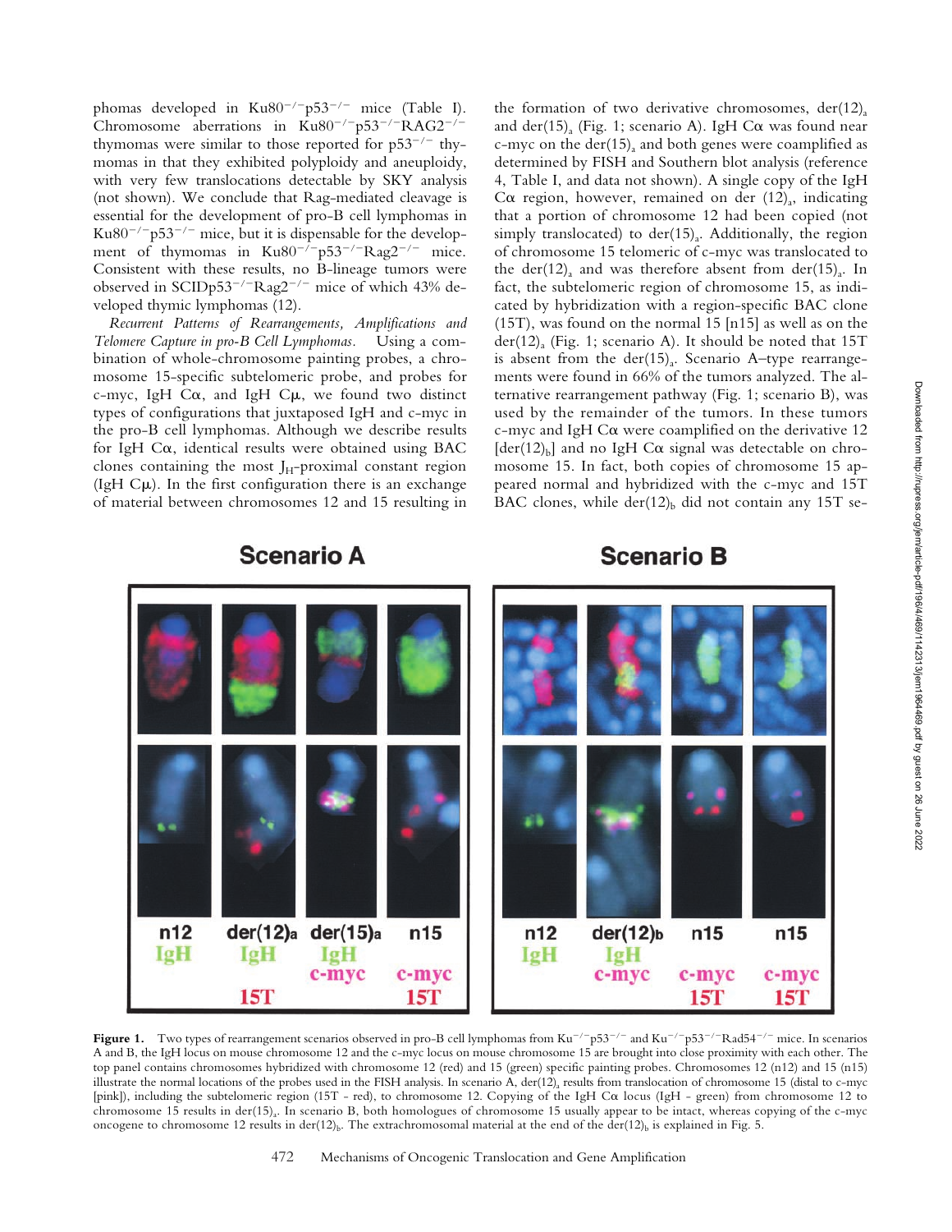phomas developed in $Ku80^{-/-}p53^{-/-}$ mice (Table I). Chromosome aberrations in $Ku80^{-/-}p53^{-/-}RAG2^{-/-}$ thymomas were similar to those reported for $p53^{-/-}$ thymomas in that they exhibited polyploidy and aneuploidy, with very few translocations detectable by SKY analysis (not shown). We conclude that Rag-mediated cleavage is essential for the development of pro-B cell lymphomas in $Ku80^{-/-}p53^{-/-}$ mice, but it is dispensable for the development of thymomas in $Ku80^{-/-}p53^{-/-}Rag2^{-/-}$ mice. Consistent with these results, no B-lineage tumors were observed in $SCIDp53^{-/-}Rag2^{-/-}$ mice of which 43% developed thymic lymphomas (12).

*Recurrent Patterns of Rearrangements, Amplifications and Telomere Capture in pro-B Cell Lymphomas.* Using a combination of whole-chromosome painting probes, a chromosome 15-specific subtelomeric probe, and probes for c-myc, IgH Cα, and IgH Cμ, we found two distinct types of configurations that juxtaposed IgH and c-myc in the pro-B cell lymphomas. Although we describe results for IgH Cα, identical results were obtained using BAC clones containing the most $J_H$-proximal constant region (IgH Cμ). In the first configuration there is an exchange of material between chromosomes 12 and 15 resulting in the formation of two derivative chromosomes, $der(12)_a$ and $der(15)_a$ (Fig. 1; scenario A). IgH Cα was found near c-myc on the $der(15)_a$ and both genes were coamplified as determined by FISH and Southern blot analysis (reference 4, Table I, and data not shown). A single copy of the IgH Cα region, however, remained on $der(12)_a$, indicating that a portion of chromosome 12 had been copied (not simply translocated) to $der(15)_a$. Additionally, the region of chromosome 15 telomeric of c-myc was translocated to the $der(12)_a$ and was therefore absent from $der(15)_a$. In fact, the subtelomeric region of chromosome 15, as indicated by hybridization with a region-specific BAC clone (15T), was found on the normal 15 [n15] as well as on the $der(12)_a$ (Fig. 1; scenario A). It should be noted that 15T is absent from the $der(15)_a$. Scenario A–type rearrangements were found in 66% of the tumors analyzed. The alternative rearrangement pathway (Fig. 1; scenario B), was used by the remainder of the tumors. In these tumors c-myc and IgH Cα were coamplified on the derivative 12 [$der(12)_b$] and no IgH Cα signal was detectable on chromosome 15. In fact, both copies of chromosome 15 appeared normal and hybridized with the c-myc and 15T BAC clones, while $der(12)_b$ did not contain any 15T se-

**Figure 1.** Two types of rearrangement scenarios observed in pro-B cell lymphomas from $Ku^{-/-}p53^{-/-}$ and $Ku^{-/-}p53^{-/-}Rad54^{-/-}$ mice. In scenarios A and B, the IgH locus on mouse chromosome 12 and the c-myc locus on mouse chromosome 15 are brought into close proximity with each other. The top panel contains chromosomes hybridized with chromosome 12 (red) and 15 (green) specific painting probes. Chromosomes 12 (n12) and 15 (n15) illustrate the normal locations of the probes used in the FISH analysis. In scenario A, $der(12)_a$ results from translocation of chromosome 15 (distal to c-myc [pink]), including the subtelomeric region (15T - red), to chromosome 12. Copying of the IgH Cα locus (IgH - green) from chromosome 12 to chromosome 15 results in $der(15)_a$. In scenario B, both homologues of chromosome 15 usually appear to be intact, whereas copying of the c-myc oncogene to chromosome 12 results in $der(12)_b$. The extrachromosomal material at the end of the $der(12)_b$ is explained in Fig. 5.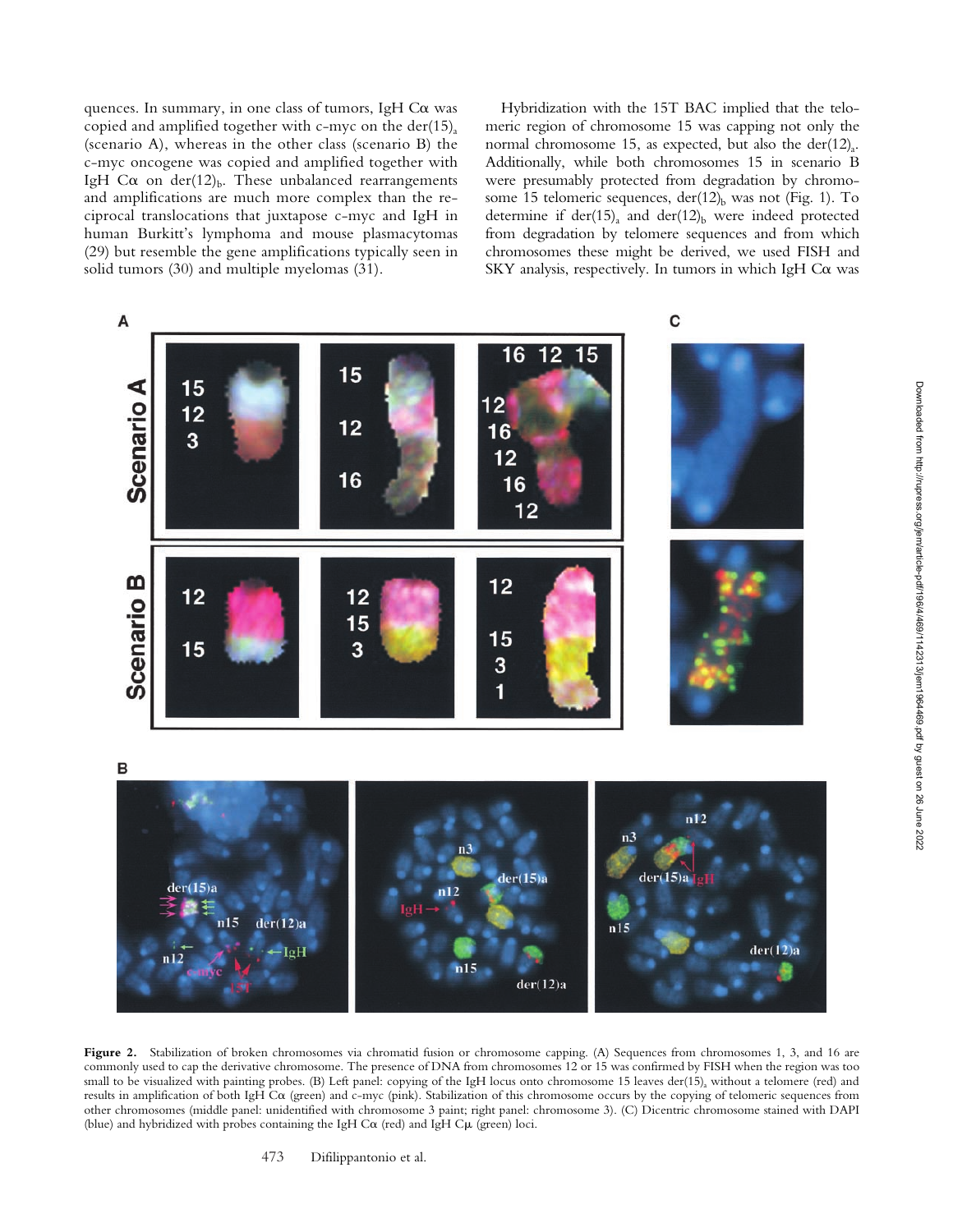quences. In summary, in one class of tumors, IgH Cα was copied and amplified together with c-myc on the $der(15)_a$ (scenario A), whereas in the other class (scenario B) the c-myc oncogene was copied and amplified together with IgH Cα on $der(12)_b$. These unbalanced rearrangements and amplifications are much more complex than the reciprocal translocations that juxtapose c-myc and IgH in human Burkitt's lymphoma and mouse plasmacytomas (29) but resemble the gene amplifications typically seen in solid tumors (30) and multiple myelomas (31).

Hybridization with the 15T BAC implied that the telomeric region of chromosome 15 was capping not only the normal chromosome 15, as expected, but also the $der(12)_a$. Additionally, while both chromosomes 15 in scenario B were presumably protected from degradation by chromosome 15 telomeric sequences, $der(12)_b$ was not (Fig. 1). To determine if $der(15)_a$ and $der(12)_b$ were indeed protected from degradation by telomere sequences and from which chromosomes these might be derived, we used FISH and SKY analysis, respectively. In tumors in which IgH Cα was

**Figure 2.** Stabilization of broken chromosomes via chromatid fusion or chromosome capping. (A) Sequences from chromosomes 1, 3, and 16 are commonly used to cap the derivative chromosome. The presence of DNA from chromosomes 12 or 15 was confirmed by FISH when the region was too small to be visualized with painting probes. (B) Left panel: copying of the IgH locus onto chromosome 15 leaves $der(15)_a$ without a telomere (red) and results in amplification of both IgH Cα (green) and c-myc (pink). Stabilization of this chromosome occurs by the copying of telomeric sequences from other chromosomes (middle panel: unidentified with chromosome 3 paint; right panel: chromosome 3). (C) Dicentric chromosome stained with DAPI (blue) and hybridized with probes containing the IgH Cα (red) and IgH Cμ (green) loci.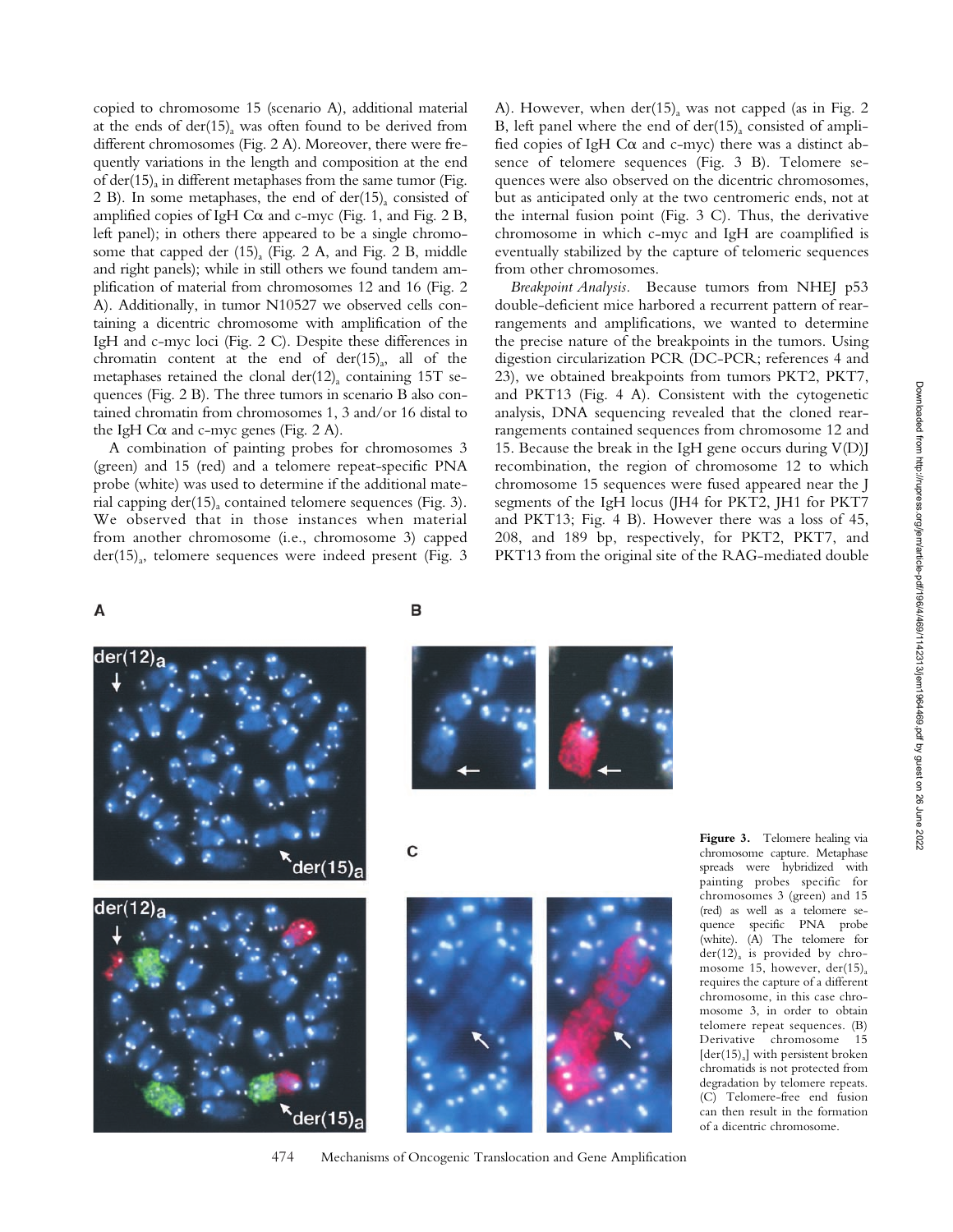copied to chromosome 15 (scenario A), additional material at the ends of der(15)$_a$ was often found to be derived from different chromosomes (Fig. 2 A). Moreover, there were frequently variations in the length and composition at the end of der(15)$_a$ in different metaphases from the same tumor (Fig. 2 B). In some metaphases, the end of der(15)$_a$ consisted of amplified copies of IgH C$\alpha$ and c-myc (Fig. 1, and Fig. 2 B, left panel); in others there appeared to be a single chromosome that capped der (15)$_a$ (Fig. 2 A, and Fig. 2 B, middle and right panels); while in still others we found tandem amplification of material from chromosomes 12 and 16 (Fig. 2 A). Additionally, in tumor N10527 we observed cells containing a dicentric chromosome with amplification of the IgH and c-myc loci (Fig. 2 C). Despite these differences in chromatin content at the end of der(15)$_a$, all of the metaphases retained the clonal der(12)$_a$ containing 15T sequences (Fig. 2 B). The three tumors in scenario B also contained chromatin from chromosomes 1, 3 and/or 16 distal to the IgH C$\alpha$ and c-myc genes (Fig. 2 A).

A combination of painting probes for chromosomes 3 (green) and 15 (red) and a telomere repeat-specific PNA probe (white) was used to determine if the additional material capping der(15)$_a$ contained telomere sequences (Fig. 3). We observed that in those instances when material from another chromosome (i.e., chromosome 3) capped der(15)$_a$, telomere sequences were indeed present (Fig. 3 A). However, when der(15)$_a$ was not capped (as in Fig. 2 B, left panel where the end of der(15)$_a$ consisted of amplified copies of IgH C$\alpha$ and c-myc) there was a distinct absence of telomere sequences (Fig. 3 B). Telomere sequences were also observed on the dicentric chromosomes, but as anticipated only at the two centromeric ends, not at the internal fusion point (Fig. 3 C). Thus, the derivative chromosome in which c-myc and IgH are coamplified is eventually stabilized by the capture of telomeric sequences from other chromosomes.

*Breakpoint Analysis.* Because tumors from NHEJ p53 double-deficient mice harbored a recurrent pattern of rearrangements and amplifications, we wanted to determine the precise nature of the breakpoints in the tumors. Using digestion circularization PCR (DC-PCR; references 4 and 23), we obtained breakpoints from tumors PKT2, PKT7, and PKT13 (Fig. 4 A). Consistent with the cytogenetic analysis, DNA sequencing revealed that the cloned rearrangements contained sequences from chromosome 12 and 15. Because the break in the IgH gene occurs during V(D)J recombination, the region of chromosome 12 to which chromosome 15 sequences were fused appeared near the J segments of the IgH locus (JH4 for PKT2, JH1 for PKT7 and PKT13; Fig. 4 B). However there was a loss of 45, 208, and 189 bp, respectively, for PKT2, PKT7, and PKT13 from the original site of the RAG-mediated double

**Figure 3.** Telomere healing via chromosome capture. Metaphase spreads were hybridized with painting probes specific for chromosomes 3 (green) and 15 (red) as well as a telomere sequence specific PNA probe (white). (A) The telomere for der(12)$_a$ is provided by chromosome 15, however, der(15)$_a$ requires the capture of a different chromosome, in this case chromosome 3, in order to obtain telomere repeat sequences. (B) Derivative chromosome 15 [der(15)$_a$] with persistent broken chromatids is not protected from degradation by telomere repeats. (C) Telomere-free end fusion can then result in the formation of a dicentric chromosome.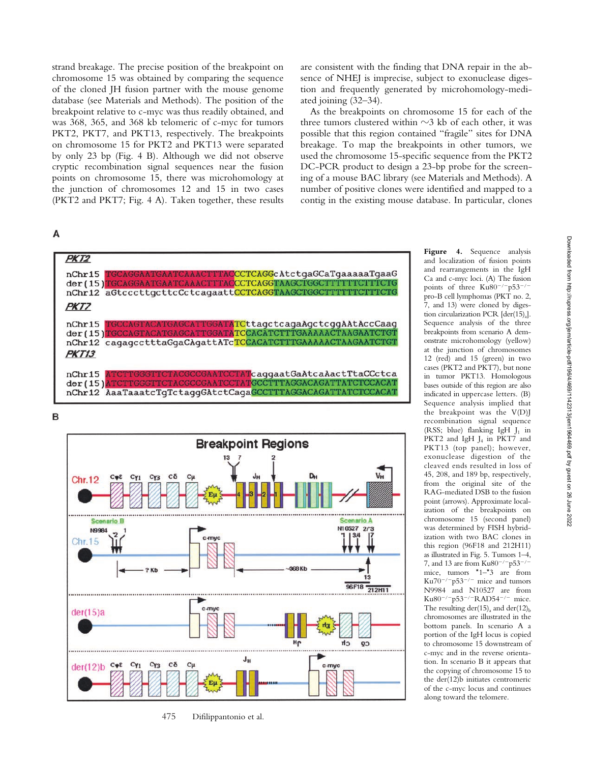strand breakage. The precise position of the breakpoint on chromosome 15 was obtained by comparing the sequence of the cloned JH fusion partner with the mouse genome database (see Materials and Methods). The position of the breakpoint relative to c-myc was thus readily obtained, and was 368, 365, and 368 kb telomeric of c-myc for tumors PKT2, PKT7, and PKT13, respectively. The breakpoints on chromosome 15 for PKT2 and PKT13 were separated by only 23 bp (Fig. 4 B). Although we did not observe cryptic recombination signal sequences near the fusion points on chromosome 15, there was microhomology at the junction of chromosomes 12 and 15 in two cases (PKT2 and PKT7; Fig. 4 A). Taken together, these results are consistent with the finding that DNA repair in the absence of NHEJ is imprecise, subject to exonuclease digestion and frequently generated by microhomology-mediated joining (32–34).

As the breakpoints on chromosome 15 for each of the three tumors clustered within ~3 kb of each other, it was possible that this region contained "fragile" sites for DNA breakage. To map the breakpoints in other tumors, we used the chromosome 15-specific sequence from the PKT2 DC-PCR product to design a 23-bp probe for the screening of a mouse BAC library (see Materials and Methods). A number of positive clones were identified and mapped to a contig in the existing mouse database. In particular, clones

**Figure 4.** Sequence analysis and localization of fusion points and rearrangements in the IgH Cα and c-myc loci. (A) The fusion points of three Ku80$^{-/-}$p53$^{-/-}$ pro-B cell lymphomas (PKT no. 2, 7, and 13) were cloned by digestion circularization PCR [der(15)$_a$]. Sequence analysis of the three breakpoints from scenario A demonstrate microhomology (yellow) at the junction of chromosomes 12 (red) and 15 (green) in two cases (PKT2 and PKT7), but none in tumor PKT13. Homologous bases outside of this region are also indicated in uppercase letters. (B) Sequence analysis implied that the breakpoint was the V(D)J recombination signal sequence (RSS; blue) flanking IgH $J_1$ in PKT2 and IgH $J_4$ in PKT7 and PKT13 (top panel); however, exonuclease digestion of the cleaved ends resulted in loss of 45, 208, and 189 bp, respectively, from the original site of the RAG-mediated DSB to the fusion point (arrows). Approximate localization of the breakpoints on chromosome 15 (second panel) was determined by FISH hybridization with two BAC clones in this region (96F18 and 212H11) as illustrated in Fig. 5. Tumors 1–4, 7, and 13 are from Ku80$^{-/-}$p53$^{-/-}$ mice, tumors *1–*3 are from Ku70$^{-/-}$p53$^{-/-}$ mice and tumors N9984 and N10527 are from Ku80$^{-/-}$p53$^{-/-}$RAD54$^{-/-}$ mice. The resulting der(15)$_a$ and der(12)$_b$ chromosomes are illustrated in the bottom panels. In scenario A a portion of the IgH locus is copied to chromosome 15 downstream of c-myc and in the reverse orientation. In scenario B it appears that the copying of chromosome 15 to the der(12)b initiates centromeric of the c-myc locus and continues along toward the telomere.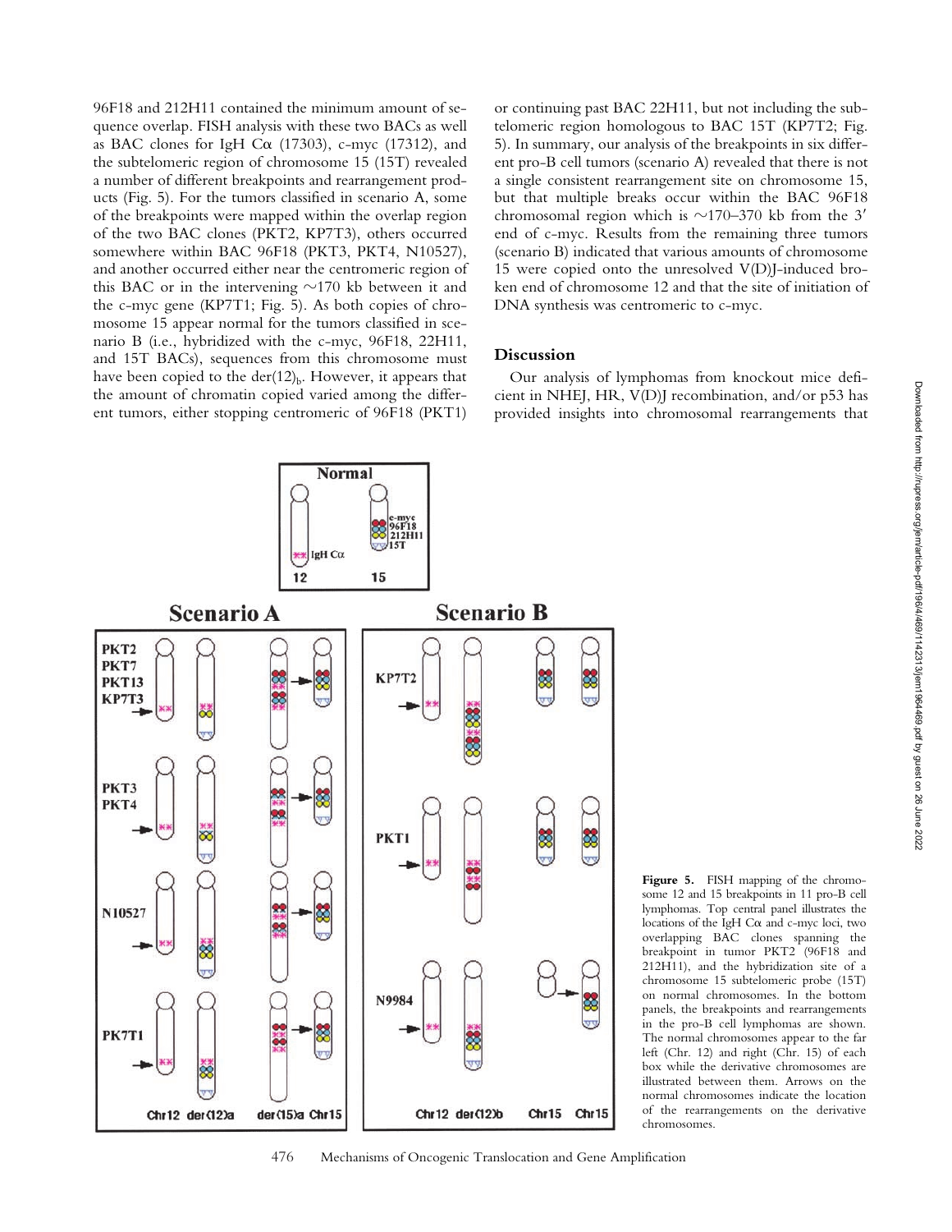96F18 and 212H11 contained the minimum amount of sequence overlap. FISH analysis with these two BACs as well as BAC clones for IgH Cα (17303), c-myc (17312), and the subtelomeric region of chromosome 15 (15T) revealed a number of different breakpoints and rearrangement products (Fig. 5). For the tumors classified in scenario A, some of the breakpoints were mapped within the overlap region of the two BAC clones (PKT2, KP7T3), others occurred somewhere within BAC 96F18 (PKT3, PKT4, N10527), and another occurred either near the centromeric region of this BAC or in the intervening ~170 kb between it and the c-myc gene (KP7T1; Fig. 5). As both copies of chromosome 15 appear normal for the tumors classified in scenario B (i.e., hybridized with the c-myc, 96F18, 22H11, and 15T BACs), sequences from this chromosome must have been copied to the $der(12)_b$. However, it appears that the amount of chromatin copied varied among the different tumors, either stopping centromeric of 96F18 (PKT1) or continuing past BAC 22H11, but not including the subtelomeric region homologous to BAC 15T (KP7T2; Fig. 5). In summary, our analysis of the breakpoints in six different pro-B cell tumors (scenario A) revealed that there is not a single consistent rearrangement site on chromosome 15, but that multiple breaks occur within the BAC 96F18 chromosomal region which is ~170–370 kb from the 3′ end of c-myc. Results from the remaining three tumors (scenario B) indicated that various amounts of chromosome 15 were copied onto the unresolved V(D)J-induced broken end of chromosome 12 and that the site of initiation of DNA synthesis was centromeric to c-myc.

## Discussion

Our analysis of lymphomas from knockout mice deficient in NHEJ, HR, V(D)J recombination, and/or p53 has provided insights into chromosomal rearrangements that

**Figure 5.** FISH mapping of the chromosome 12 and 15 breakpoints in 11 pro-B cell lymphomas. Top central panel illustrates the locations of the IgH Cα and c-myc loci, two overlapping BAC clones spanning the breakpoint in tumor PKT2 (96F18 and 212H11), and the hybridization site of a chromosome 15 subtelomeric probe (15T) on normal chromosomes. In the bottom panels, the breakpoints and rearrangements in the pro-B cell lymphomas are shown. The normal chromosomes appear to the far left (Chr. 12) and right (Chr. 15) of each box while the derivative chromosomes are illustrated between them. Arrows on the normal chromosomes indicate the location of the rearrangements on the derivative chromosomes.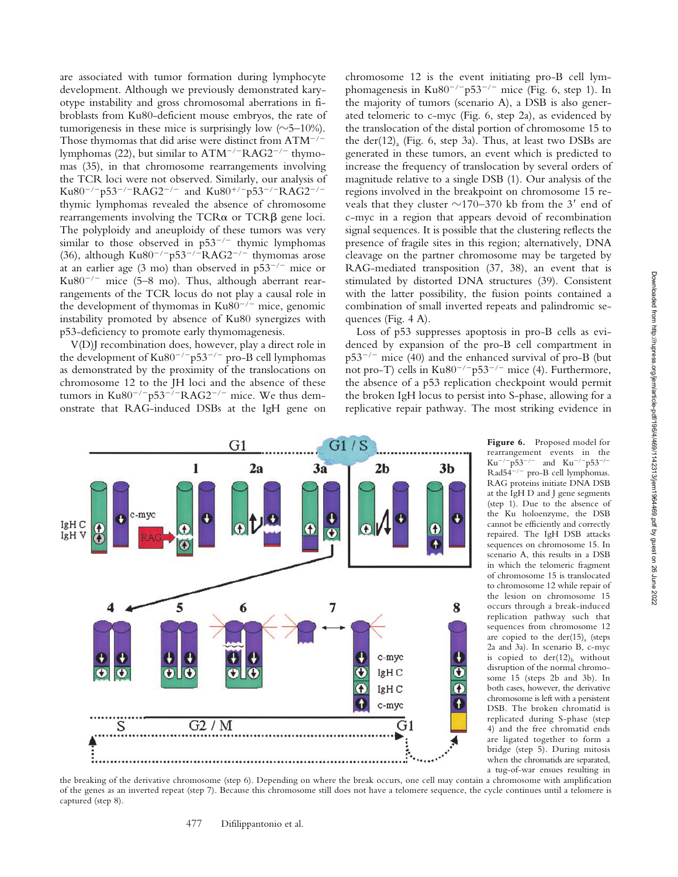are associated with tumor formation during lymphocyte development. Although we previously demonstrated karyotype instability and gross chromosomal aberrations in fibroblasts from Ku80-deficient mouse embryos, the rate of tumorigenesis in these mice is surprisingly low (~5–10%). Those thymomas that did arise were distinct from $ATM^{-/-}$ lymphomas (22), but similar to $ATM^{-/-}RAG2^{-/-}$ thymomas (35), in that chromosome rearrangements involving the TCR loci were not observed. Similarly, our analysis of $Ku80^{-/-}p53^{-/-}RAG2^{-/-}$ and $Ku80^{+/-}p53^{-/-}RAG2^{-/-}$ thymic lymphomas revealed the absence of chromosome rearrangements involving the TCRα or TCRβ gene loci. The polyploidy and aneuploidy of these tumors was very similar to those observed in $p53^{-/-}$ thymic lymphomas (36), although $Ku80^{-/-}p53^{-/-}RAG2^{-/-}$ thymomas arose at an earlier age (3 mo) than observed in $p53^{-/-}$ mice or $Ku80^{-/-}$ mice (5–8 mo). Thus, although aberrant rearrangements of the TCR locus do not play a causal role in the development of thymomas in $Ku80^{-/-}$ mice, genomic instability promoted by absence of Ku80 synergizes with p53-deficiency to promote early thymomagenesis.

V(D)J recombination does, however, play a direct role in the development of $Ku80^{-/-}p53^{-/-}$ pro-B cell lymphomas as demonstrated by the proximity of the translocations on chromosome 12 to the JH loci and the absence of these tumors in $Ku80^{-/-}p53^{-/-}RAG2^{-/-}$ mice. We thus demonstrate that RAG-induced DSBs at the IgH gene on chromosome 12 is the event initiating pro-B cell lymphomagenesis in $Ku80^{-/-}p53^{-/-}$ mice (Fig. 6, step 1). In the majority of tumors (scenario A), a DSB is also generated telomeric to c-myc (Fig. 6, step 2a), as evidenced by the translocation of the distal portion of chromosome 15 to the $der(12)_a$ (Fig. 6, step 3a). Thus, at least two DSBs are generated in these tumors, an event which is predicted to increase the frequency of translocation by several orders of magnitude relative to a single DSB (1). Our analysis of the regions involved in the breakpoint on chromosome 15 reveals that they cluster ~170–370 kb from the 3′ end of c-myc in a region that appears devoid of recombination signal sequences. It is possible that the clustering reflects the presence of fragile sites in this region; alternatively, DNA cleavage on the partner chromosome may be targeted by RAG-mediated transposition (37, 38), an event that is stimulated by distorted DNA structures (39). Consistent with the latter possibility, the fusion points contained a combination of small inverted repeats and palindromic sequences (Fig. 4 A).

Loss of p53 suppresses apoptosis in pro-B cells as evidenced by expansion of the pro-B cell compartment in $p53^{-/-}$ mice (40) and the enhanced survival of pro-B (but not pro-T) cells in $Ku80^{-/-}p53^{-/-}$ mice (4). Furthermore, the absence of a p53 replication checkpoint would permit the broken IgH locus to persist into S-phase, allowing for a replicative repair pathway. The most striking evidence in

**Figure 6.** Proposed model for rearrangement events in the $Ku^{-/-}p53^{-/-}$ and $Ku^{-/-}p53^{-/-}Rad54^{-/-}$ pro-B cell lymphomas. RAG proteins initiate DNA DSB at the IgH D and J gene segments (step 1). Due to the absence of the Ku holoenzyme, the DSB cannot be efficiently and correctly repaired. The IgH DSB attacks sequences on chromosome 15. In scenario A, this results in a DSB in which the telomeric fragment of chromosome 15 is translocated to chromosome 12 while repair of the lesion on chromosome 15 occurs through a break-induced replication pathway such that sequences from chromosome 12 are copied to the $der(15)_a$ (steps 2a and 3a). In scenario B, c-myc is copied to $der(12)_b$ without disruption of the normal chromosome 15 (steps 2b and 3b). In both cases, however, the derivative chromosome is left with a persistent DSB. The broken chromatid is replicated during S-phase (step 4) and the free chromatid ends are ligated together to form a bridge (step 5). During mitosis when the chromatids are separated, a tug-of-war ensues resulting in the breaking of the derivative chromosome (step 6). Depending on where the break occurs, one cell may contain a chromosome with amplification of the genes as an inverted repeat (step 7). Because this chromosome still does not have a telomere sequence, the cycle continues until a telomere is captured (step 8).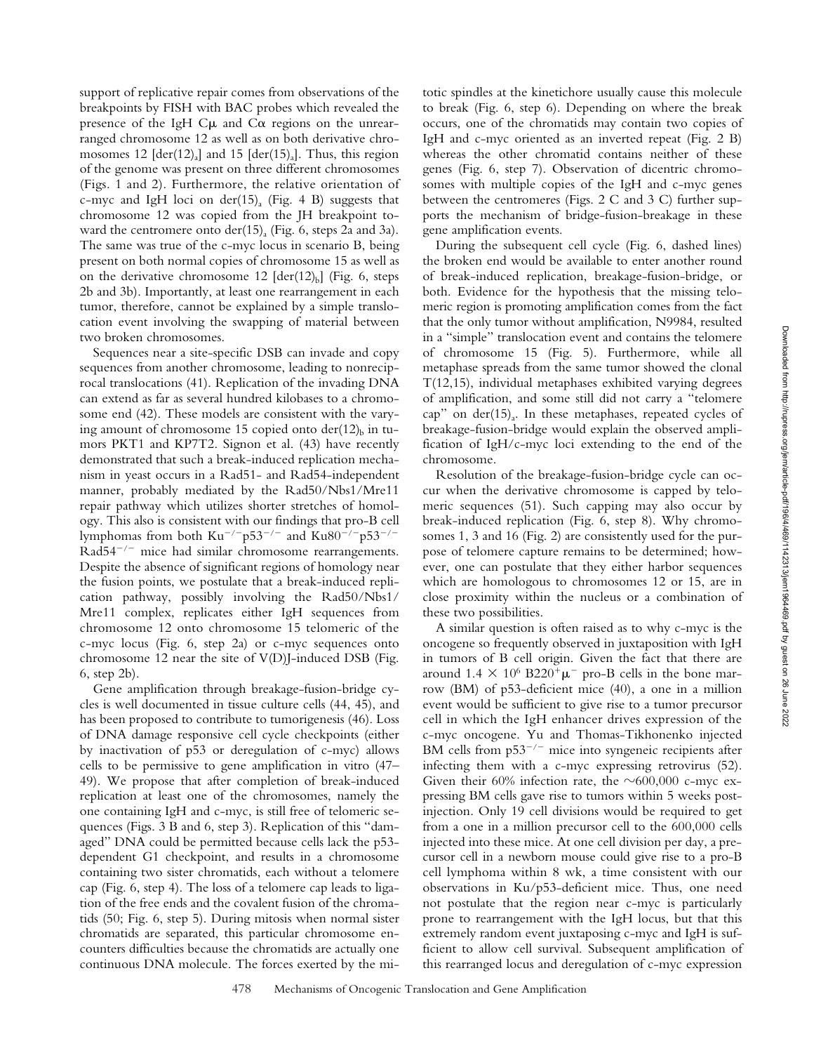support of replicative repair comes from observations of the breakpoints by FISH with BAC probes which revealed the presence of the IgH Cμ and Cα regions on the unrearranged chromosome 12 as well as on both derivative chromosomes 12 [der(12)$_a$] and 15 [der(15)$_a$]. Thus, this region of the genome was present on three different chromosomes (Figs. 1 and 2). Furthermore, the relative orientation of c-myc and IgH loci on der(15)$_a$ (Fig. 4 B) suggests that chromosome 12 was copied from the JH breakpoint toward the centromere onto der(15)$_a$ (Fig. 6, steps 2a and 3a). The same was true of the c-myc locus in scenario B, being present on both normal copies of chromosome 15 as well as on the derivative chromosome 12 [der(12)$_b$] (Fig. 6, steps 2b and 3b). Importantly, at least one rearrangement in each tumor, therefore, cannot be explained by a simple translocation event involving the swapping of material between two broken chromosomes.

Sequences near a site-specific DSB can invade and copy sequences from another chromosome, leading to nonreciprocal translocations (41). Replication of the invading DNA can extend as far as several hundred kilobases to a chromosome end (42). These models are consistent with the varying amount of chromosome 15 copied onto der(12)$_b$ in tumors PKT1 and KP7T2. Signon et al. (43) have recently demonstrated that such a break-induced replication mechanism in yeast occurs in a Rad51- and Rad54-independent manner, probably mediated by the Rad50/Nbs1/Mre11 repair pathway which utilizes shorter stretches of homology. This also is consistent with our findings that pro-B cell lymphomas from both Ku$^{-/-}$p53$^{-/-}$ and Ku80$^{-/-}$p53$^{-/-}$Rad54$^{-/-}$ mice had similar chromosome rearrangements. Despite the absence of significant regions of homology near the fusion points, we postulate that a break-induced replication pathway, possibly involving the Rad50/Nbs1/Mre11 complex, replicates either IgH sequences from chromosome 12 onto chromosome 15 telomeric of the c-myc locus (Fig. 6, step 2a) or c-myc sequences onto chromosome 12 near the site of V(D)J-induced DSB (Fig. 6, step 2b).

Gene amplification through breakage-fusion-bridge cycles is well documented in tissue culture cells (44, 45), and has been proposed to contribute to tumorigenesis (46). Loss of DNA damage responsive cell cycle checkpoints (either by inactivation of p53 or deregulation of c-myc) allows cells to be permissive to gene amplification in vitro (47–49). We propose that after completion of break-induced replication at least one of the chromosomes, namely the one containing IgH and c-myc, is still free of telomeric sequences (Figs. 3 B and 6, step 3). Replication of this "damaged" DNA could be permitted because cells lack the p53-dependent G1 checkpoint, and results in a chromosome containing two sister chromatids, each without a telomere cap (Fig. 6, step 4). The loss of a telomere cap leads to ligation of the free ends and the covalent fusion of the chromatids (50; Fig. 6, step 5). During mitosis when normal sister chromatids are separated, this particular chromosome encounters difficulties because the chromatids are actually one continuous DNA molecule. The forces exerted by the mitotic spindles at the kinetichore usually cause this molecule to break (Fig. 6, step 6). Depending on where the break occurs, one of the chromatids may contain two copies of IgH and c-myc oriented as an inverted repeat (Fig. 2 B) whereas the other chromatid contains neither of these genes (Fig. 6, step 7). Observation of dicentric chromosomes with multiple copies of the IgH and c-myc genes between the centromeres (Figs. 2 C and 3 C) further supports the mechanism of bridge-fusion-breakage in these gene amplification events.

During the subsequent cell cycle (Fig. 6, dashed lines) the broken end would be available to enter another round of break-induced replication, breakage-fusion-bridge, or both. Evidence for the hypothesis that the missing telomeric region is promoting amplification comes from the fact that the only tumor without amplification, N9984, resulted in a "simple" translocation event and contains the telomere of chromosome 15 (Fig. 5). Furthermore, while all metaphase spreads from the same tumor showed the clonal T(12,15), individual metaphases exhibited varying degrees of amplification, and some still did not carry a "telomere cap" on der(15)$_a$. In these metaphases, repeated cycles of breakage-fusion-bridge would explain the observed amplification of IgH/c-myc loci extending to the end of the chromosome.

Resolution of the breakage-fusion-bridge cycle can occur when the derivative chromosome is capped by telomeric sequences (51). Such capping may also occur by break-induced replication (Fig. 6, step 8). Why chromosomes 1, 3 and 16 (Fig. 2) are consistently used for the purpose of telomere capture remains to be determined; however, one can postulate that they either harbor sequences which are homologous to chromosomes 12 or 15, are in close proximity within the nucleus or a combination of these two possibilities.

A similar question is often raised as to why c-myc is the oncogene so frequently observed in juxtaposition with IgH in tumors of B cell origin. Given the fact that there are around $1.4 \times 10^6$ B220$^+$μ$^-$ pro-B cells in the bone marrow (BM) of p53-deficient mice (40), a one in a million event would be sufficient to give rise to a tumor precursor cell in which the IgH enhancer drives expression of the c-myc oncogene. Yu and Thomas-Tikhonenko injected BM cells from p53$^{-/-}$ mice into syngeneic recipients after infecting them with a c-myc expressing retrovirus (52). Given their 60% infection rate, the ~600,000 c-myc expressing BM cells gave rise to tumors within 5 weeks post-injection. Only 19 cell divisions would be required to get from a one in a million precursor cell to the 600,000 cells injected into these mice. At one cell division per day, a precursor cell in a newborn mouse could give rise to a pro-B cell lymphoma within 8 wk, a time consistent with our observations in Ku/p53-deficient mice. Thus, one need not postulate that the region near c-myc is particularly prone to rearrangement with the IgH locus, but that this extremely random event juxtaposing c-myc and IgH is sufficient to allow cell survival. Subsequent amplification of this rearranged locus and deregulation of c-myc expression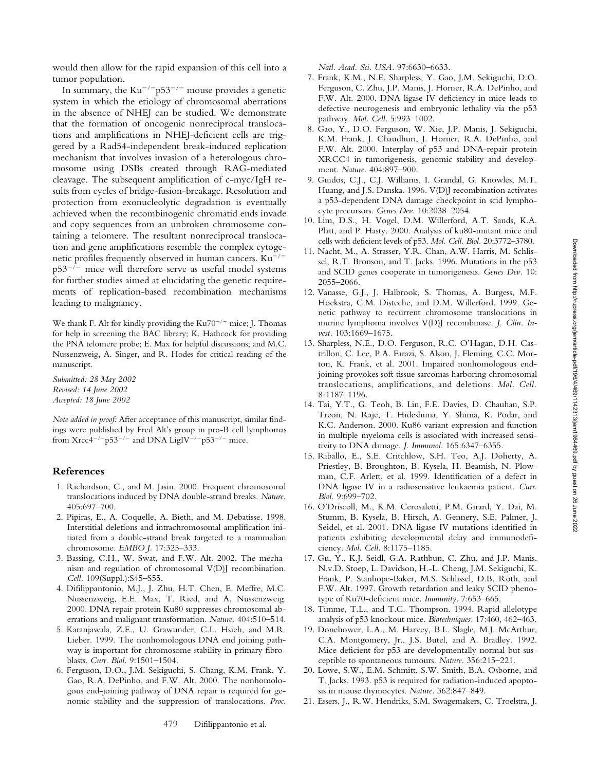would then allow for the rapid expansion of this cell into a tumor population.

In summary, the $Ku^{-/-}p53^{-/-}$ mouse provides a genetic system in which the etiology of chromosomal aberrations in the absence of NHEJ can be studied. We demonstrate that the formation of oncogenic nonreciprocal translocations and amplifications in NHEJ-deficient cells are triggered by a Rad54-independent break-induced replication mechanism that involves invasion of a heterologous chromosome using DSBs created through RAG-mediated cleavage. The subsequent amplification of c-myc/IgH results from cycles of bridge-fusion-breakage. Resolution and protection from exonucleolytic degradation is eventually achieved when the recombinogenic chromatid ends invade and copy sequences from an unbroken chromosome containing a telomere. The resultant nonreciprocal translocation and gene amplifications resemble the complex cytogenetic profiles frequently observed in human cancers. $Ku^{-/-}$ $p53^{-/-}$ mice will therefore serve as useful model systems for further studies aimed at elucidating the genetic requirements of replication-based recombination mechanisms leading to malignancy.

We thank F. Alt for kindly providing the $Ku70^{-/-}$ mice; J. Thomas for help in screening the BAC library; K. Hathcock for providing the PNA telomere probe; E. Max for helpful discussions; and M.C. Nussenzweig, A. Singer, and R. Hodes for critical reading of the manuscript.

*Submitted: 28 May 2002*
*Revised: 14 June 2002*
*Accepted: 18 June 2002*

*Note added in proof:* After acceptance of this manuscript, similar findings were published by Fred Alt's group in pro-B cell lymphomas from $Xrcc4^{-/-}p53^{-/-}$ and DNA $LigIV^{-/-}p53^{-/-}$ mice.

## References

1. Richardson, C., and M. Jasin. 2000. Frequent chromosomal translocations induced by DNA double-strand breaks. *Nature.* 405:697–700.
2. Pipiras, E., A. Coquelle, A. Bieth, and M. Debatisse. 1998. Interstitial deletions and intrachromosomal amplification initiated from a double-strand break targeted to a mammalian chromosome. *EMBO J.* 17:325–333.
3. Bassing, C.H., W. Swat, and F.W. Alt. 2002. The mechanism and regulation of chromosomal V(D)J recombination. *Cell.* 109(Suppl.):S45–S55.
4. Difilippantonio, M.J., J. Zhu, H.T. Chen, E. Meffre, M.C. Nussenzweig, E.E. Max, T. Ried, and A. Nussenzweig. 2000. DNA repair protein Ku80 suppresses chromosomal aberrations and malignant transformation. *Nature.* 404:510–514.
5. Karanjawala, Z.E., U. Grawunder, C.L. Hsieh, and M.R. Lieber. 1999. The nonhomologous DNA end joining pathway is important for chromosome stability in primary fibroblasts. *Curr. Biol.* 9:1501–1504.
6. Ferguson, D.O., J.M. Sekiguchi, S. Chang, K.M. Frank, Y. Gao, R.A. DePinho, and F.W. Alt. 2000. The nonhomologous end-joining pathway of DNA repair is required for genomic stability and the suppression of translocations. *Proc. Natl. Acad. Sci. USA.* 97:6630–6633.
7. Frank, K.M., N.E. Sharpless, Y. Gao, J.M. Sekiguchi, D.O. Ferguson, C. Zhu, J.P. Manis, J. Horner, R.A. DePinho, and F.W. Alt. 2000. DNA ligase IV deficiency in mice leads to defective neurogenesis and embryonic lethality via the p53 pathway. *Mol. Cell.* 5:993–1002.
8. Gao, Y., D.O. Ferguson, W. Xie, J.P. Manis, J. Sekiguchi, K.M. Frank, J. Chaudhuri, J. Horner, R.A. DePinho, and F.W. Alt. 2000. Interplay of p53 and DNA-repair protein XRCC4 in tumorigenesis, genomic stability and development. *Nature.* 404:897–900.
9. Guidos, C.J., C.J. Williams, I. Grandal, G. Knowles, M.T. Huang, and J.S. Danska. 1996. V(D)J recombination activates a p53-dependent DNA damage checkpoint in scid lymphocyte precursors. *Genes Dev.* 10:2038–2054.
10. Lim, D.S., H. Vogel, D.M. Willerford, A.T. Sands, K.A. Platt, and P. Hasty. 2000. Analysis of ku80-mutant mice and cells with deficient levels of p53. *Mol. Cell. Biol.* 20:3772–3780.
11. Nacht, M., A. Strasser, Y.R. Chan, A.W. Harris, M. Schlissel, R.T. Bronson, and T. Jacks. 1996. Mutations in the p53 and SCID genes cooperate in tumorigenesis. *Genes Dev.* 10: 2055–2066.
12. Vanasse, G.J., J. Halbrook, S. Thomas, A. Burgess, M.F. Hoekstra, C.M. Disteche, and D.M. Willerford. 1999. Genetic pathway to recurrent chromosome translocations in murine lymphoma involves V(D)J recombinase. *J. Clin. Invest.* 103:1669–1675.
13. Sharpless, N.E., D.O. Ferguson, R.C. O'Hagan, D.H. Castrillon, C. Lee, P.A. Farazi, S. Alson, J. Fleming, C.C. Morton, K. Frank, et al. 2001. Impaired nonhomologous end-joining provokes soft tissue sarcomas harboring chromosomal translocations, amplifications, and deletions. *Mol. Cell.* 8:1187–1196.
14. Tai, Y.T., G. Teoh, B. Lin, F.E. Davies, D. Chauhan, S.P. Treon, N. Raje, T. Hideshima, Y. Shima, K. Podar, and K.C. Anderson. 2000. Ku86 variant expression and function in multiple myeloma cells is associated with increased sensitivity to DNA damage. *J. Immunol.* 165:6347–6355.
15. Riballo, E., S.E. Critchlow, S.H. Teo, A.J. Doherty, A. Priestley, B. Broughton, B. Kysela, H. Beamish, N. Plowman, C.F. Arlett, et al. 1999. Identification of a defect in DNA ligase IV in a radiosensitive leukaemia patient. *Curr. Biol.* 9:699–702.
16. O'Driscoll, M., K.M. Cerosaletti, P.M. Girard, Y. Dai, M. Stumm, B. Kysela, B. Hirsch, A. Gennery, S.E. Palmer, J. Seidel, et al. 2001. DNA ligase IV mutations identified in patients exhibiting developmental delay and immunodeficiency. *Mol. Cell.* 8:1175–1185.
17. Gu, Y., K.J. Seidl, G.A. Rathbun, C. Zhu, and J.P. Manis. N.v.D. Stoep, L. Davidson, H.-L. Cheng, J.M. Sekiguchi, K. Frank, P. Stanhope-Baker, M.S. Schlissel, D.B. Roth, and F.W. Alt. 1997. Growth retardation and leaky SCID phenotype of Ku70-deficient mice. *Immunity.* 7:653–665.
18. Timme, T.L., and T.C. Thompson. 1994. Rapid allelotype analysis of p53 knockout mice. *Biotechniques.* 17:460, 462–463.
19. Donehower, L.A., M. Harvey, B.L. Slagle, M.J. McArthur, C.A. Montgomery, Jr., J.S. Butel, and A. Bradley. 1992. Mice deficient for p53 are developmentally normal but susceptible to spontaneous tumours. *Nature.* 356:215–221.
20. Lowe, S.W., E.M. Schmitt, S.W. Smith, B.A. Osborne, and T. Jacks. 1993. p53 is required for radiation-induced apoptosis in mouse thymocytes. *Nature.* 362:847–849.
21. Essers, J., R.W. Hendriks, S.M. Swagemakers, C. Troelstra, J.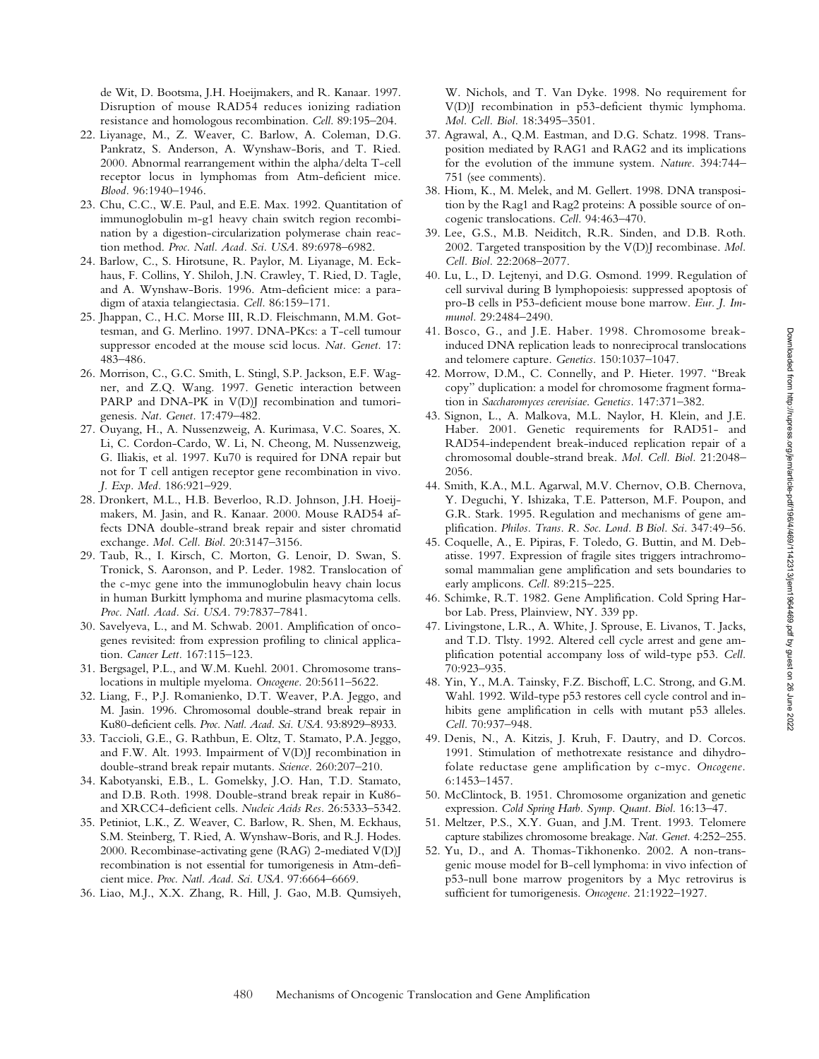de Wit, D. Bootsma, J.H. Hoeijmakers, and R. Kanaar. 1997. Disruption of mouse RAD54 reduces ionizing radiation resistance and homologous recombination. *Cell.* 89:195–204.

22. Liyanage, M., Z. Weaver, C. Barlow, A. Coleman, D.G. Pankratz, S. Anderson, A. Wynshaw-Boris, and T. Ried. 2000. Abnormal rearrangement within the alpha/delta T-cell receptor locus in lymphomas from Atm-deficient mice. *Blood.* 96:1940–1946.
23. Chu, C.C., W.E. Paul, and E.E. Max. 1992. Quantitation of immunoglobulin m-g1 heavy chain switch region recombination by a digestion-circularization polymerase chain reaction method. *Proc. Natl. Acad. Sci. USA.* 89:6978–6982.
24. Barlow, C., S. Hirotsune, R. Paylor, M. Liyanage, M. Eckhaus, F. Collins, Y. Shiloh, J.N. Crawley, T. Ried, D. Tagle, and A. Wynshaw-Boris. 1996. Atm-deficient mice: a paradigm of ataxia telangiectasia. *Cell.* 86:159–171.
25. Jhappan, C., H.C. Morse III, R.D. Fleischmann, M.M. Gottesman, and G. Merlino. 1997. DNA-PKcs: a T-cell tumour suppressor encoded at the mouse scid locus. *Nat. Genet.* 17: 483–486.
26. Morrison, C., G.C. Smith, L. Stingl, S.P. Jackson, E.F. Wagner, and Z.Q. Wang. 1997. Genetic interaction between PARP and DNA-PK in V(D)J recombination and tumorigenesis. *Nat. Genet.* 17:479–482.
27. Ouyang, H., A. Nussenzweig, A. Kurimasa, V.C. Soares, X. Li, C. Cordon-Cardo, W. Li, N. Cheong, M. Nussenzweig, G. Iliakis, et al. 1997. Ku70 is required for DNA repair but not for T cell antigen receptor gene recombination in vivo. *J. Exp. Med.* 186:921–929.
28. Dronkert, M.L., H.B. Beverloo, R.D. Johnson, J.H. Hoeijmakers, M. Jasin, and R. Kanaar. 2000. Mouse RAD54 affects DNA double-strand break repair and sister chromatid exchange. *Mol. Cell. Biol.* 20:3147–3156.
29. Taub, R., I. Kirsch, C. Morton, G. Lenoir, D. Swan, S. Tronick, S. Aaronson, and P. Leder. 1982. Translocation of the c-myc gene into the immunoglobulin heavy chain locus in human Burkitt lymphoma and murine plasmacytoma cells. *Proc. Natl. Acad. Sci. USA.* 79:7837–7841.
30. Savelyeva, L., and M. Schwab. 2001. Amplification of oncogenes revisited: from expression profiling to clinical application. *Cancer Lett.* 167:115–123.
31. Bergsagel, P.L., and W.M. Kuehl. 2001. Chromosome translocations in multiple myeloma. *Oncogene.* 20:5611–5622.
32. Liang, F., P.J. Romanienko, D.T. Weaver, P.A. Jeggo, and M. Jasin. 1996. Chromosomal double-strand break repair in Ku80-deficient cells. *Proc. Natl. Acad. Sci. USA.* 93:8929–8933.
33. Taccioli, G.E., G. Rathbun, E. Oltz, T. Stamato, P.A. Jeggo, and F.W. Alt. 1993. Impairment of V(D)J recombination in double-strand break repair mutants. *Science.* 260:207–210.
34. Kabotyanski, E.B., L. Gomelsky, J.O. Han, T.D. Stamato, and D.B. Roth. 1998. Double-strand break repair in Ku86- and XRCC4-deficient cells. *Nucleic Acids Res.* 26:5333–5342.
35. Petiniot, L.K., Z. Weaver, C. Barlow, R. Shen, M. Eckhaus, S.M. Steinberg, T. Ried, A. Wynshaw-Boris, and R.J. Hodes. 2000. Recombinase-activating gene (RAG) 2-mediated V(D)J recombination is not essential for tumorigenesis in Atm-deficient mice. *Proc. Natl. Acad. Sci. USA.* 97:6664–6669.
36. Liao, M.J., X.X. Zhang, R. Hill, J. Gao, M.B. Qumsiyeh, W. Nichols, and T. Van Dyke. 1998. No requirement for V(D)J recombination in p53-deficient thymic lymphoma. *Mol. Cell. Biol.* 18:3495–3501.
37. Agrawal, A., Q.M. Eastman, and D.G. Schatz. 1998. Transposition mediated by RAG1 and RAG2 and its implications for the evolution of the immune system. *Nature.* 394:744–751 (see comments).
38. Hiom, K., M. Melek, and M. Gellert. 1998. DNA transposition by the Rag1 and Rag2 proteins: A possible source of oncogenic translocations. *Cell.* 94:463–470.
39. Lee, G.S., M.B. Neiditch, R.R. Sinden, and D.B. Roth. 2002. Targeted transposition by the V(D)J recombinase. *Mol. Cell. Biol.* 22:2068–2077.
40. Lu, L., D. Lejtenyi, and D.G. Osmond. 1999. Regulation of cell survival during B lymphopoiesis: suppressed apoptosis of pro-B cells in P53-deficient mouse bone marrow. *Eur. J. Immunol.* 29:2484–2490.
41. Bosco, G., and J.E. Haber. 1998. Chromosome break-induced DNA replication leads to nonreciprocal translocations and telomere capture. *Genetics.* 150:1037–1047.
42. Morrow, D.M., C. Connelly, and P. Hieter. 1997. "Break copy" duplication: a model for chromosome fragment formation in *Saccharomyces cerevisiae*. *Genetics.* 147:371–382.
43. Signon, L., A. Malkova, M.L. Naylor, H. Klein, and J.E. Haber. 2001. Genetic requirements for RAD51- and RAD54-independent break-induced replication repair of a chromosomal double-strand break. *Mol. Cell. Biol.* 21:2048–2056.
44. Smith, K.A., M.L. Agarwal, M.V. Chernov, O.B. Chernova, Y. Deguchi, Y. Ishizaka, T.E. Patterson, M.F. Poupon, and G.R. Stark. 1995. Regulation and mechanisms of gene amplification. *Philos. Trans. R. Soc. Lond. B Biol. Sci.* 347:49–56.
45. Coquelle, A., E. Pipiras, F. Toledo, G. Buttin, and M. Debatisse. 1997. Expression of fragile sites triggers intrachromosomal mammalian gene amplification and sets boundaries to early amplicons. *Cell.* 89:215–225.
46. Schimke, R.T. 1982. Gene Amplification. Cold Spring Harbor Lab. Press, Plainview, NY. 339 pp.
47. Livingstone, L.R., A. White, J. Sprouse, E. Livanos, T. Jacks, and T.D. Tlsty. 1992. Altered cell cycle arrest and gene amplification potential accompany loss of wild-type p53. *Cell.* 70:923–935.
48. Yin, Y., M.A. Tainsky, F.Z. Bischoff, L.C. Strong, and G.M. Wahl. 1992. Wild-type p53 restores cell cycle control and inhibits gene amplification in cells with mutant p53 alleles. *Cell.* 70:937–948.
49. Denis, N., A. Kitzis, J. Kruh, F. Dautry, and D. Corcos. 1991. Stimulation of methotrexate resistance and dihydrofolate reductase gene amplification by c-myc. *Oncogene.* 6:1453–1457.
50. McClintock, B. 1951. Chromosome organization and genetic expression. *Cold Spring Harb. Symp. Quant. Biol.* 16:13–47.
51. Meltzer, P.S., X.Y. Guan, and J.M. Trent. 1993. Telomere capture stabilizes chromosome breakage. *Nat. Genet.* 4:252–255.
52. Yu, D., and A. Thomas-Tikhonenko. 2002. A non-transgenic mouse model for B-cell lymphoma: in vivo infection of p53-null bone marrow progenitors by a Myc retrovirus is sufficient for tumorigenesis. *Oncogene.* 21:1922–1927.